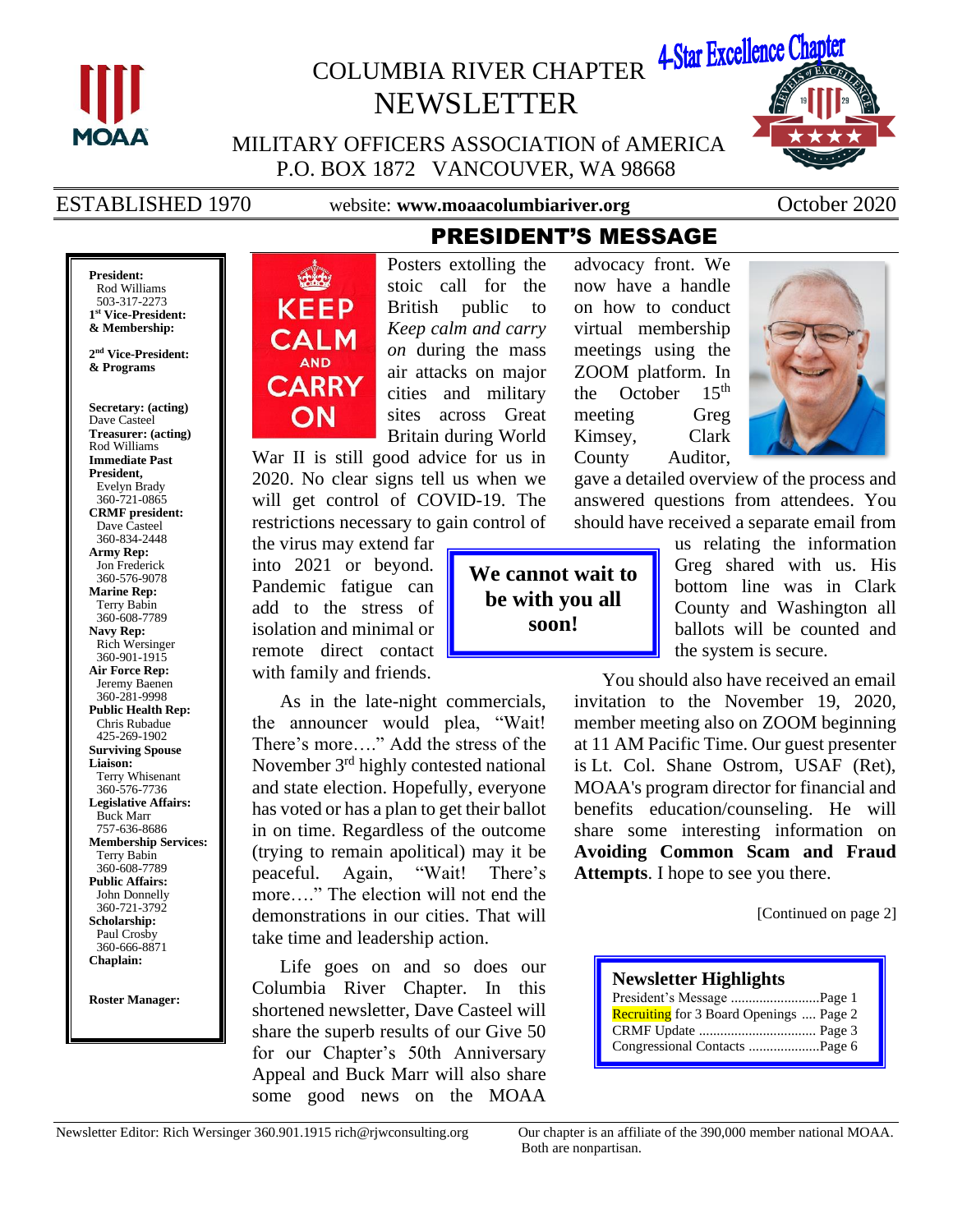# COLUMBIA RIVER CHAPTER NEWSLETTER

4-Star Excellence Chapter

MILITARY OFFICERS ASSOCIATION of AMERICA
P.O. BOX 1872 VANCOUVER, WA 98668

ESTABLISHED 1970 website: **www.moaacolumbiariver.org** October 2020

## PRESIDENT'S MESSAGE

**President:**
Rod Williams
503-317-2273
**1st Vice-President: & Membership:**

**2nd Vice-President: & Programs**

**Secretary: (acting)**
Dave Casteel
**Treasurer: (acting)**
Rod Williams
**Immediate Past President,**
Evelyn Brady
360-721-0865
**CRMF president:**
Dave Casteel
360-834-2448
**Army Rep:**
Jon Frederick
360-576-9078
**Marine Rep:**
Terry Babin
360-608-7789
**Navy Rep:**
Rich Wersinger
360-901-1915
**Air Force Rep:**
Jeremy Baenen
360-281-9998
**Public Health Rep:**
Chris Rubadue
425-269-1902
**Surviving Spouse Liaison:**
Terry Whisenant
360-576-7736
**Legislative Affairs:**
Buck Marr
757-636-8686
**Membership Services:**
Terry Babin
360-608-7789
**Public Affairs:**
John Donnelly
360-721-3792
**Scholarship:**
Paul Crosby
360-666-8871
**Chaplain:**

**Roster Manager:**

KEEP CALM AND CARRY ON

Posters extolling the stoic call for the British public to *Keep calm and carry on* during the mass air attacks on major cities and military sites across Great Britain during World War II is still good advice for us in 2020. No clear signs tell us when we will get control of COVID-19. The restrictions necessary to gain control of the virus may extend far into 2021 or beyond. Pandemic fatigue can add to the stress of isolation and minimal or remote direct contact with family and friends.

As in the late-night commercials, the announcer would plea, "Wait! There's more…." Add the stress of the November 3rd highly contested national and state election. Hopefully, everyone has voted or has a plan to get their ballot in on time. Regardless of the outcome (trying to remain apolitical) may it be peaceful. Again, "Wait! There's more…." The election will not end the demonstrations in our cities. That will take time and leadership action.

Life goes on and so does our Columbia River Chapter. In this shortened newsletter, Dave Casteel will share the superb results of our Give 50 for our Chapter's 50th Anniversary Appeal and Buck Marr will also share some good news on the MOAA advocacy front. We now have a handle on how to conduct virtual membership meetings using the ZOOM platform. In the October 15th meeting Greg Kimsey, Clark County Auditor, gave a detailed overview of the process and answered questions from attendees. You should have received a separate email from us relating the information Greg shared with us. His bottom line was in Clark County and Washington all ballots will be counted and the system is secure.

**We cannot wait to be with you all soon!**

You should also have received an email invitation to the November 19, 2020, member meeting also on ZOOM beginning at 11 AM Pacific Time. Our guest presenter is Lt. Col. Shane Ostrom, USAF (Ret), MOAA's program director for financial and benefits education/counseling. He will share some interesting information on **Avoiding Common Scam and Fraud Attempts**. I hope to see you there.

[Continued on page 2]

**Newsletter Highlights**

- President's Message ........................Page 1
- Recruiting for 3 Board Openings .... Page 2
- CRMF Update ................................ Page 3
- Congressional Contacts ....................Page 6

Newsletter Editor: Rich Wersinger 360.901.1915 rich@rjwconsulting.org

Our chapter is an affiliate of the 390,000 member national MOAA. Both are nonpartisan.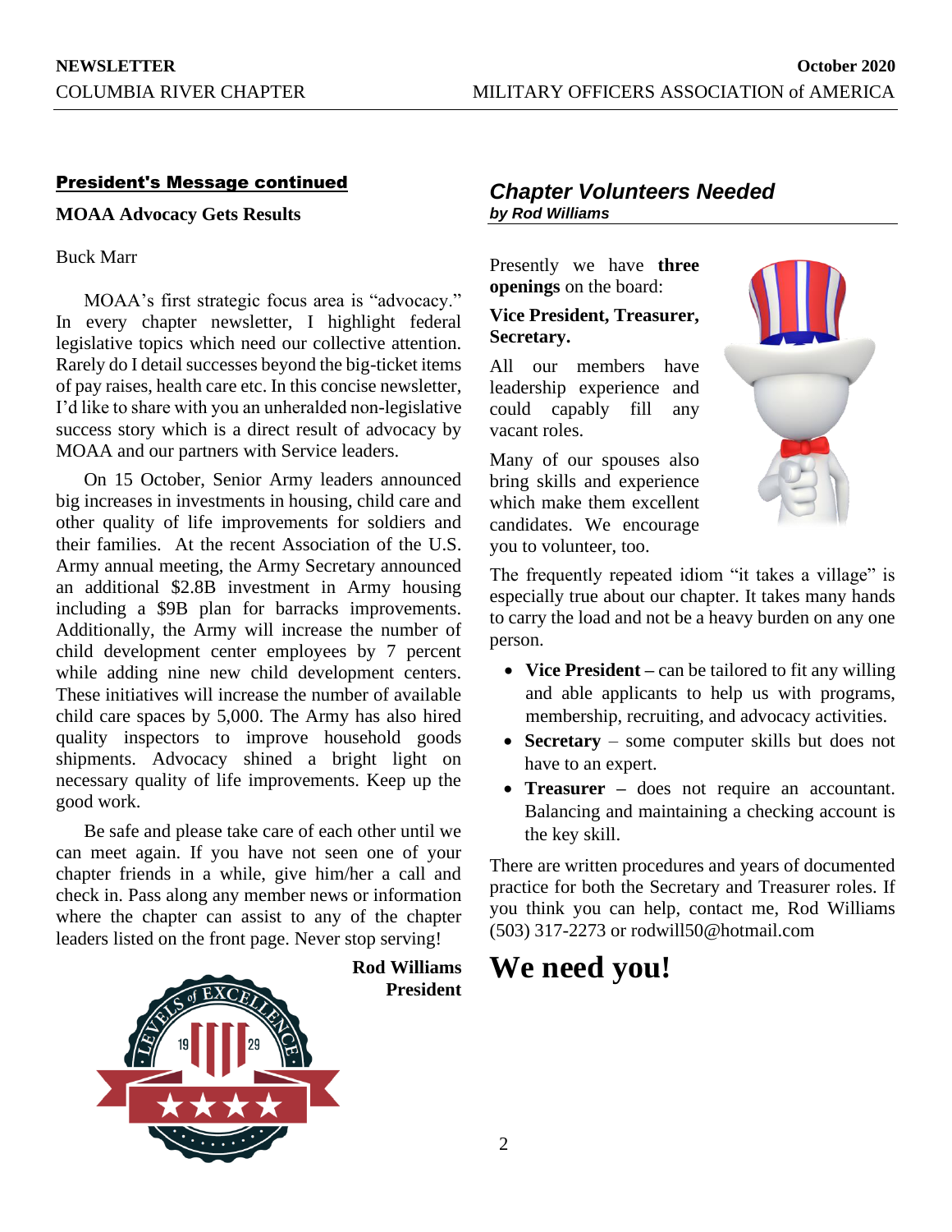## President's Message continued

**MOAA Advocacy Gets Results**

Buck Marr

MOAA's first strategic focus area is "advocacy." In every chapter newsletter, I highlight federal legislative topics which need our collective attention. Rarely do I detail successes beyond the big-ticket items of pay raises, health care etc. In this concise newsletter, I'd like to share with you an unheralded non-legislative success story which is a direct result of advocacy by MOAA and our partners with Service leaders.

On 15 October, Senior Army leaders announced big increases in investments in housing, child care and other quality of life improvements for soldiers and their families. At the recent Association of the U.S. Army annual meeting, the Army Secretary announced an additional $2.8B investment in Army housing including a $9B plan for barracks improvements. Additionally, the Army will increase the number of child development center employees by 7 percent while adding nine new child development centers. These initiatives will increase the number of available child care spaces by 5,000. The Army has also hired quality inspectors to improve household goods shipments. Advocacy shined a bright light on necessary quality of life improvements. Keep up the good work.

Be safe and please take care of each other until we can meet again. If you have not seen one of your chapter friends in a while, give him/her a call and check in. Pass along any member news or information where the chapter can assist to any of the chapter leaders listed on the front page. Never stop serving!

**Rod Williams**
**President**

## *Chapter Volunteers Needed*

***by Rod Williams***

Presently we have **three openings** on the board:

**Vice President, Treasurer, Secretary.**

All our members have leadership experience and could capably fill any vacant roles.

Many of our spouses also bring skills and experience which make them excellent candidates. We encourage you to volunteer, too.

The frequently repeated idiom "it takes a village" is especially true about our chapter. It takes many hands to carry the load and not be a heavy burden on any one person.

- **Vice President –** can be tailored to fit any willing and able applicants to help us with programs, membership, recruiting, and advocacy activities.
- **Secretary** – some computer skills but does not have to an expert.
- **Treasurer** – does not require an accountant. Balancing and maintaining a checking account is the key skill.

There are written procedures and years of documented practice for both the Secretary and Treasurer roles. If you think you can help, contact me, Rod Williams (503) 317-2273 or rodwill50@hotmail.com

# We need you!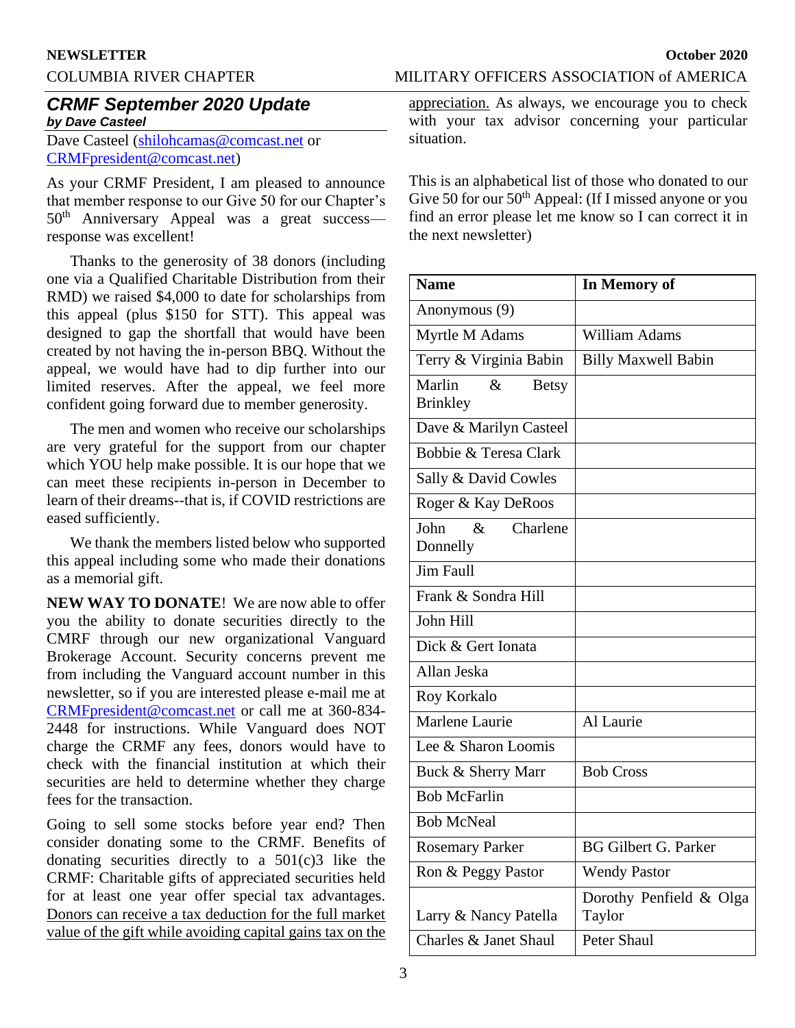## *CRMF September 2020 Update*

***by Dave Casteel***

Dave Casteel (shilohcamas@comcast.net or CRMFpresident@comcast.net)

As your CRMF President, I am pleased to announce that member response to our Give 50 for our Chapter's 50th Anniversary Appeal was a great success—response was excellent!

Thanks to the generosity of 38 donors (including one via a Qualified Charitable Distribution from their RMD) we raised $4,000 to date for scholarships from this appeal (plus $150 for STT). This appeal was designed to gap the shortfall that would have been created by not having the in-person BBQ. Without the appeal, we would have had to dip further into our limited reserves. After the appeal, we feel more confident going forward due to member generosity.

The men and women who receive our scholarships are very grateful for the support from our chapter which YOU help make possible. It is our hope that we can meet these recipients in-person in December to learn of their dreams--that is, if COVID restrictions are eased sufficiently.

We thank the members listed below who supported this appeal including some who made their donations as a memorial gift.

**NEW WAY TO DONATE**! We are now able to offer you the ability to donate securities directly to the CMRF through our new organizational Vanguard Brokerage Account. Security concerns prevent me from including the Vanguard account number in this newsletter, so if you are interested please e-mail me at CRMFpresident@comcast.net or call me at 360-834-2448 for instructions. While Vanguard does NOT charge the CRMF any fees, donors would have to check with the financial institution at which their securities are held to determine whether they charge fees for the transaction.

Going to sell some stocks before year end? Then consider donating some to the CRMF. Benefits of donating securities directly to a 501(c)3 like the CRMF: Charitable gifts of appreciated securities held for at least one year offer special tax advantages. Donors can receive a tax deduction for the full market value of the gift while avoiding capital gains tax on the appreciation. As always, we encourage you to check with your tax advisor concerning your particular situation.

This is an alphabetical list of those who donated to our Give 50 for our 50th Appeal: (If I missed anyone or you find an error please let me know so I can correct it in the next newsletter)

| Name | In Memory of |
|---|---|
| Anonymous (9) | |
| Myrtle M Adams | William Adams |
| Terry & Virginia Babin | Billy Maxwell Babin |
| Marlin & Betsy Brinkley | |
| Dave & Marilyn Casteel | |
| Bobbie & Teresa Clark | |
| Sally & David Cowles | |
| Roger & Kay DeRoos | |
| John & Charlene Donnelly | |
| Jim Faull | |
| Frank & Sondra Hill | |
| John Hill | |
| Dick & Gert Ionata | |
| Allan Jeska | |
| Roy Korkalo | |
| Marlene Laurie | Al Laurie |
| Lee & Sharon Loomis | |
| Buck & Sherry Marr | Bob Cross |
| Bob McFarlin | |
| Bob McNeal | |
| Rosemary Parker | BG Gilbert G. Parker |
| Ron & Peggy Pastor | Wendy Pastor |
| Larry & Nancy Patella | Dorothy Penfield & Olga Taylor |
| Charles & Janet Shaul | Peter Shaul |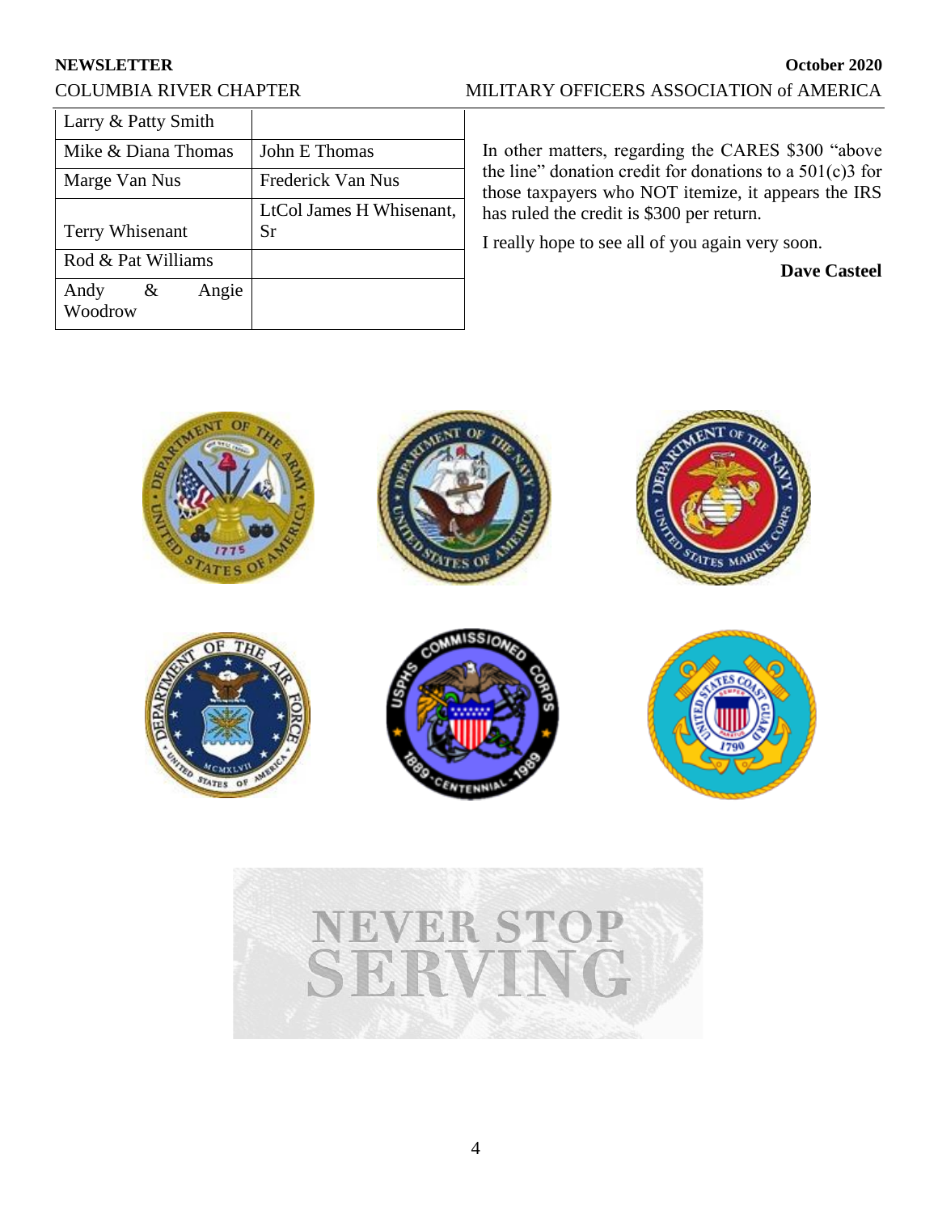| Larry & Patty Smith | |
|---|---|
| Mike & Diana Thomas | John E Thomas |
| Marge Van Nus | Frederick Van Nus |
| Terry Whisenant | LtCol James H Whisenant, Sr |
| Rod & Pat Williams | |
| Andy & Angie Woodrow | |

In other matters, regarding the CARES $300 "above the line" donation credit for donations to a 501(c)3 for those taxpayers who NOT itemize, it appears the IRS has ruled the credit is $300 per return.

I really hope to see all of you again very soon.

**Dave Casteel**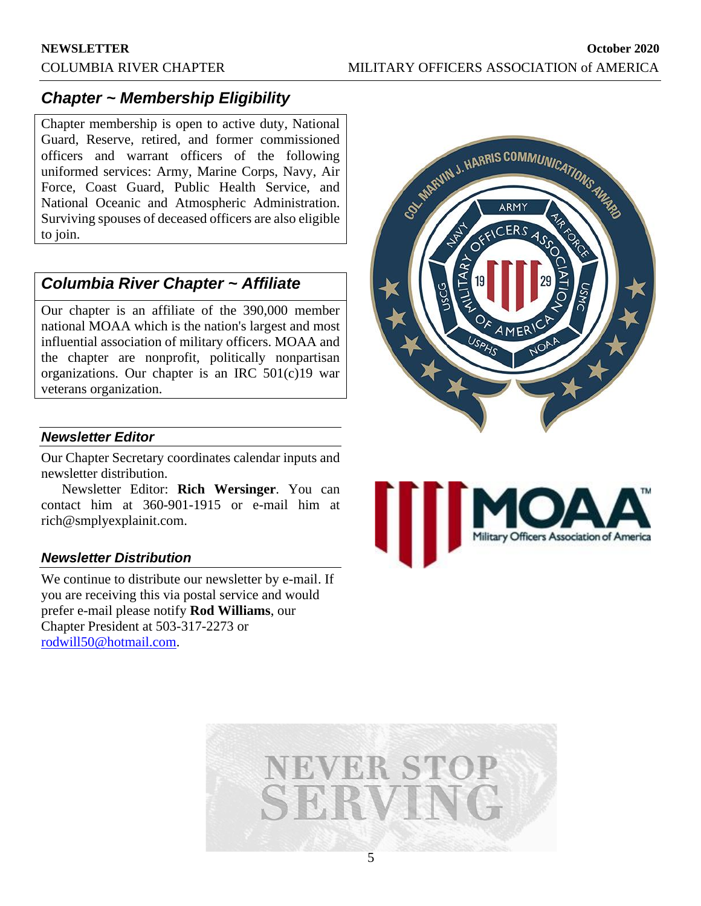## *Chapter ~ Membership Eligibility*

Chapter membership is open to active duty, National Guard, Reserve, retired, and former commissioned officers and warrant officers of the following uniformed services: Army, Marine Corps, Navy, Air Force, Coast Guard, Public Health Service, and National Oceanic and Atmospheric Administration. Surviving spouses of deceased officers are also eligible to join.

## *Columbia River Chapter ~ Affiliate*

Our chapter is an affiliate of the 390,000 member national MOAA which is the nation's largest and most influential association of military officers. MOAA and the chapter are nonprofit, politically nonpartisan organizations. Our chapter is an IRC 501(c)19 war veterans organization.

### *Newsletter Editor*

Our Chapter Secretary coordinates calendar inputs and newsletter distribution.

Newsletter Editor: **Rich Wersinger**. You can contact him at 360-901-1915 or e-mail him at rich@smplyexplainit.com.

### *Newsletter Distribution*

We continue to distribute our newsletter by e-mail. If you are receiving this via postal service and would prefer e-mail please notify **Rod Williams**, our Chapter President at 503-317-2273 or rodwill50@hotmail.com.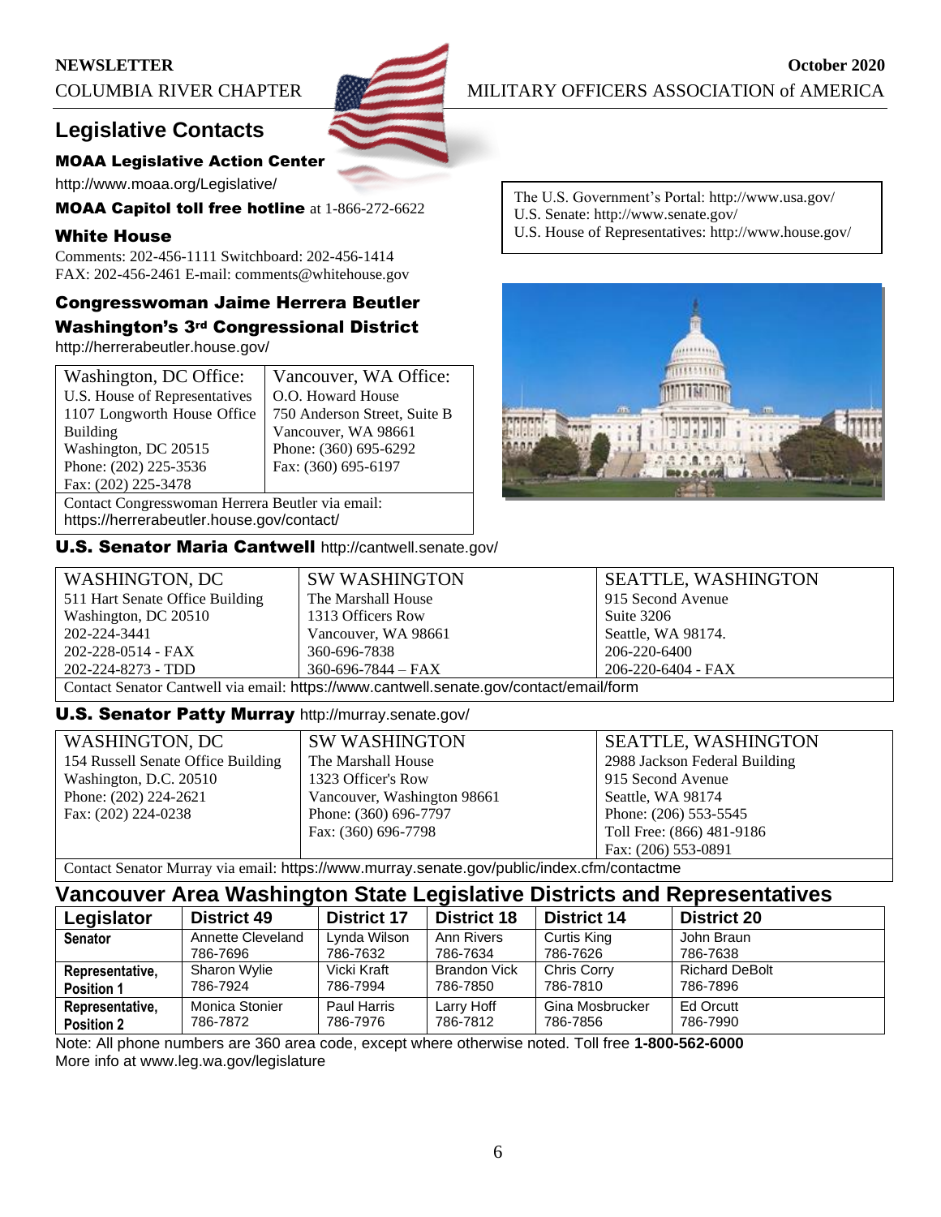**NEWSLETTER** — **October 2020**

COLUMBIA RIVER CHAPTER — MILITARY OFFICERS ASSOCIATION of AMERICA

## Legislative Contacts

### MOAA Legislative Action Center

http://www.moaa.org/Legislative/

**MOAA Capitol toll free hotline** at 1-866-272-6622

### White House

Comments: 202-456-1111 Switchboard: 202-456-1414
FAX: 202-456-2461 E-mail: comments@whitehouse.gov

The U.S. Government's Portal: http://www.usa.gov/
U.S. Senate: http://www.senate.gov/
U.S. House of Representatives: http://www.house.gov/

### Congresswoman Jaime Herrera Beutler
### Washington's 3rd Congressional District

http://herrerabeutler.house.gov/

| Washington, DC Office: | Vancouver, WA Office: |
|---|---|
| U.S. House of Representatives<br>1107 Longworth House Office Building<br>Washington, DC 20515<br>Phone: (202) 225-3536<br>Fax: (202) 225-3478 | O.O. Howard House<br>750 Anderson Street, Suite B<br>Vancouver, WA 98661<br>Phone: (360) 695-6292<br>Fax: (360) 695-6197 |
| Contact Congresswoman Herrera Beutler via email: https://herrerabeutler.house.gov/contact/ | |

### U.S. Senator Maria Cantwell http://cantwell.senate.gov/

| WASHINGTON, DC | SW WASHINGTON | SEATTLE, WASHINGTON |
|---|---|---|
| 511 Hart Senate Office Building<br>Washington, DC 20510<br>202-224-3441<br>202-228-0514 - FAX<br>202-224-8273 - TDD | The Marshall House<br>1313 Officers Row<br>Vancouver, WA 98661<br>360-696-7838<br>360-696-7844 – FAX | 915 Second Avenue<br>Suite 3206<br>Seattle, WA 98174.<br>206-220-6400<br>206-220-6404 - FAX |
| Contact Senator Cantwell via email: https://www.cantwell.senate.gov/contact/email/form | | |

### U.S. Senator Patty Murray http://murray.senate.gov/

| WASHINGTON, DC | SW WASHINGTON | SEATTLE, WASHINGTON |
|---|---|---|
| 154 Russell Senate Office Building<br>Washington, D.C. 20510<br>Phone: (202) 224-2621<br>Fax: (202) 224-0238 | The Marshall House<br>1323 Officer's Row<br>Vancouver, Washington 98661<br>Phone: (360) 696-7797<br>Fax: (360) 696-7798 | 2988 Jackson Federal Building<br>915 Second Avenue<br>Seattle, WA 98174<br>Phone: (206) 553-5545<br>Toll Free: (866) 481-9186<br>Fax: (206) 553-0891 |
| Contact Senator Murray via email: https://www.murray.senate.gov/public/index.cfm/contactme | | |

## Vancouver Area Washington State Legislative Districts and Representatives

| Legislator | District 49 | District 17 | District 18 | District 14 | District 20 |
|---|---|---|---|---|---|
| **Senator** | Annette Cleveland<br>786-7696 | Lynda Wilson<br>786-7632 | Ann Rivers<br>786-7634 | Curtis King<br>786-7626 | John Braun<br>786-7638 |
| **Representative, Position 1** | Sharon Wylie<br>786-7924 | Vicki Kraft<br>786-7994 | Brandon Vick<br>786-7850 | Chris Corry<br>786-7810 | Richard DeBolt<br>786-7896 |
| **Representative, Position 2** | Monica Stonier<br>786-7872 | Paul Harris<br>786-7976 | Larry Hoff<br>786-7812 | Gina Mosbrucker<br>786-7856 | Ed Orcutt<br>786-7990 |

Note: All phone numbers are 360 area code, except where otherwise noted. Toll free **1-800-562-6000**
More info at www.leg.wa.gov/legislature